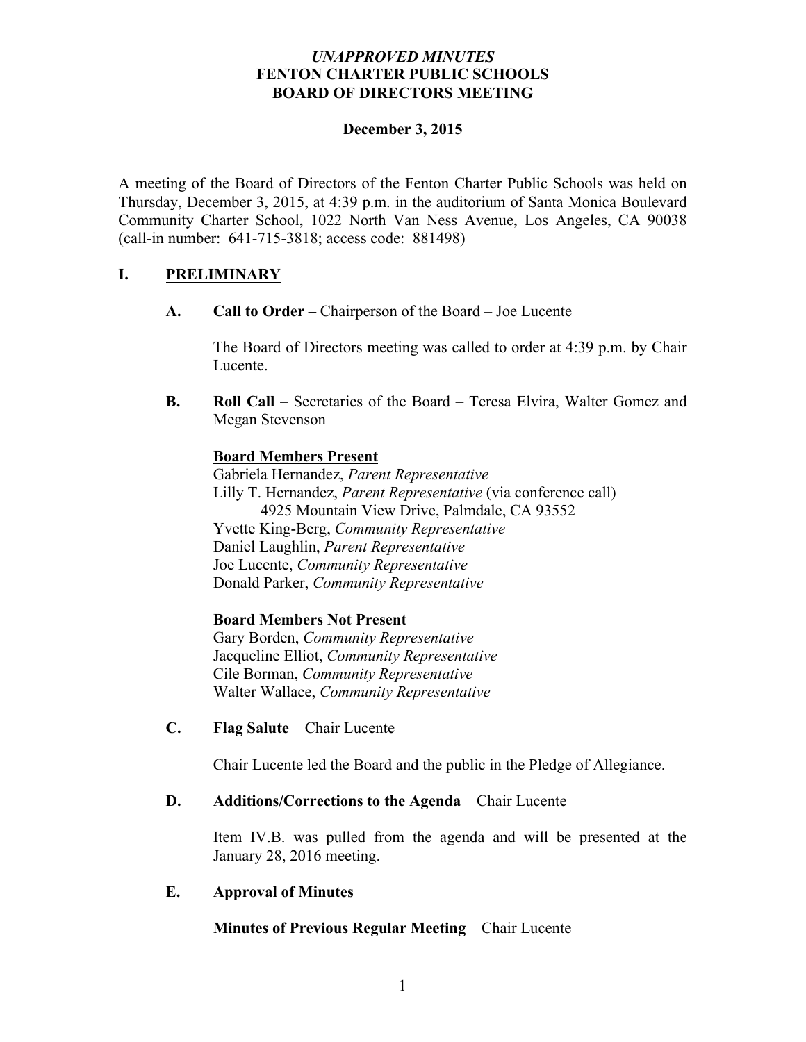*UNAPPROVED MINUTES*
**FENTON CHARTER PUBLIC SCHOOLS**
**BOARD OF DIRECTORS MEETING**

**December 3, 2015**

A meeting of the Board of Directors of the Fenton Charter Public Schools was held on Thursday, December 3, 2015, at 4:39 p.m. in the auditorium of Santa Monica Boulevard Community Charter School, 1022 North Van Ness Avenue, Los Angeles, CA 90038 (call-in number: 641-715-3818; access code: 881498)

## I. PRELIMINARY

### A. Call to Order – Chairperson of the Board – Joe Lucente

The Board of Directors meeting was called to order at 4:39 p.m. by Chair Lucente.

### B. Roll Call – Secretaries of the Board – Teresa Elvira, Walter Gomez and Megan Stevenson

**Board Members Present**

Gabriela Hernandez, *Parent Representative*
Lilly T. Hernandez, *Parent Representative* (via conference call)
4925 Mountain View Drive, Palmdale, CA 93552
Yvette King-Berg, *Community Representative*
Daniel Laughlin, *Parent Representative*
Joe Lucente, *Community Representative*
Donald Parker, *Community Representative*

**Board Members Not Present**

Gary Borden, *Community Representative*
Jacqueline Elliot, *Community Representative*
Cile Borman, *Community Representative*
Walter Wallace, *Community Representative*

### C. Flag Salute – Chair Lucente

Chair Lucente led the Board and the public in the Pledge of Allegiance.

### D. Additions/Corrections to the Agenda – Chair Lucente

Item IV.B. was pulled from the agenda and will be presented at the January 28, 2016 meeting.

### E. Approval of Minutes

**Minutes of Previous Regular Meeting** – Chair Lucente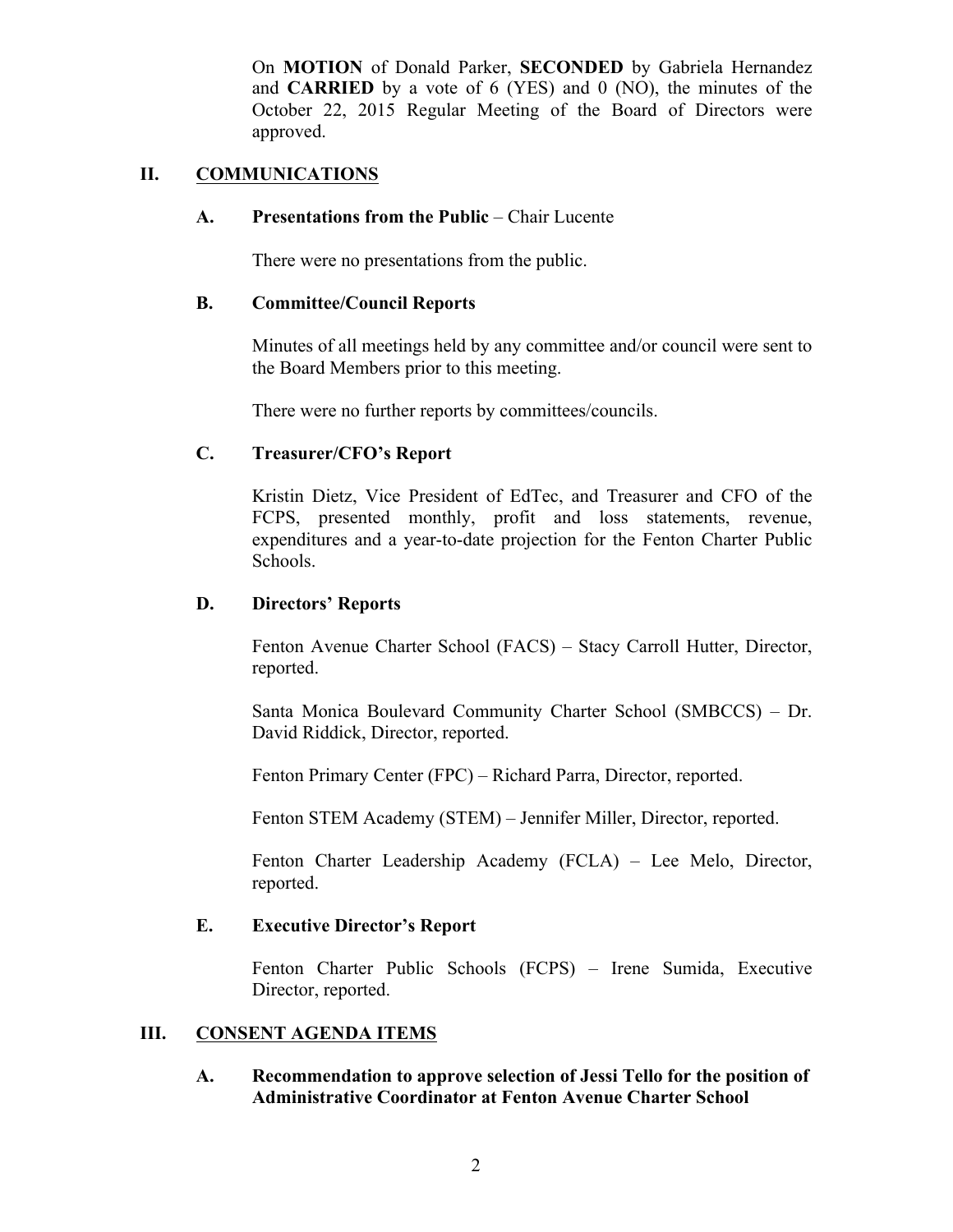On **MOTION** of Donald Parker, **SECONDED** by Gabriela Hernandez and **CARRIED** by a vote of 6 (YES) and 0 (NO), the minutes of the October 22, 2015 Regular Meeting of the Board of Directors were approved.

## II. COMMUNICATIONS

### A. Presentations from the Public – Chair Lucente

There were no presentations from the public.

### B. Committee/Council Reports

Minutes of all meetings held by any committee and/or council were sent to the Board Members prior to this meeting.

There were no further reports by committees/councils.

### C. Treasurer/CFO's Report

Kristin Dietz, Vice President of EdTec, and Treasurer and CFO of the FCPS, presented monthly, profit and loss statements, revenue, expenditures and a year-to-date projection for the Fenton Charter Public Schools.

### D. Directors' Reports

Fenton Avenue Charter School (FACS) – Stacy Carroll Hutter, Director, reported.

Santa Monica Boulevard Community Charter School (SMBCCS) – Dr. David Riddick, Director, reported.

Fenton Primary Center (FPC) – Richard Parra, Director, reported.

Fenton STEM Academy (STEM) – Jennifer Miller, Director, reported.

Fenton Charter Leadership Academy (FCLA) – Lee Melo, Director, reported.

### E. Executive Director's Report

Fenton Charter Public Schools (FCPS) – Irene Sumida, Executive Director, reported.

## III. CONSENT AGENDA ITEMS

### A. Recommendation to approve selection of Jessi Tello for the position of Administrative Coordinator at Fenton Avenue Charter School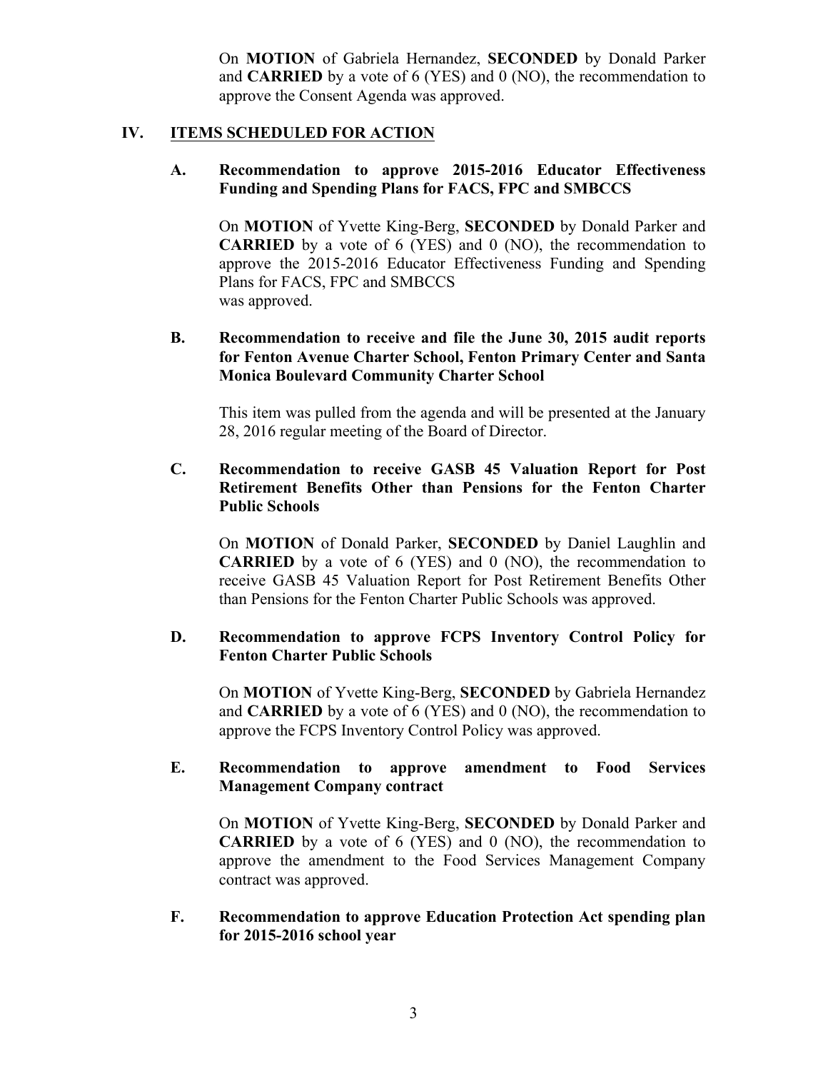On **MOTION** of Gabriela Hernandez, **SECONDED** by Donald Parker and **CARRIED** by a vote of 6 (YES) and 0 (NO), the recommendation to approve the Consent Agenda was approved.

## IV. ITEMS SCHEDULED FOR ACTION

### A. Recommendation to approve 2015-2016 Educator Effectiveness Funding and Spending Plans for FACS, FPC and SMBCCS

On **MOTION** of Yvette King-Berg, **SECONDED** by Donald Parker and **CARRIED** by a vote of 6 (YES) and 0 (NO), the recommendation to approve the 2015-2016 Educator Effectiveness Funding and Spending Plans for FACS, FPC and SMBCCS was approved.

### B. Recommendation to receive and file the June 30, 2015 audit reports for Fenton Avenue Charter School, Fenton Primary Center and Santa Monica Boulevard Community Charter School

This item was pulled from the agenda and will be presented at the January 28, 2016 regular meeting of the Board of Director.

### C. Recommendation to receive GASB 45 Valuation Report for Post Retirement Benefits Other than Pensions for the Fenton Charter Public Schools

On **MOTION** of Donald Parker, **SECONDED** by Daniel Laughlin and **CARRIED** by a vote of 6 (YES) and 0 (NO), the recommendation to receive GASB 45 Valuation Report for Post Retirement Benefits Other than Pensions for the Fenton Charter Public Schools was approved.

### D. Recommendation to approve FCPS Inventory Control Policy for Fenton Charter Public Schools

On **MOTION** of Yvette King-Berg, **SECONDED** by Gabriela Hernandez and **CARRIED** by a vote of 6 (YES) and 0 (NO), the recommendation to approve the FCPS Inventory Control Policy was approved.

### E. Recommendation to approve amendment to Food Services Management Company contract

On **MOTION** of Yvette King-Berg, **SECONDED** by Donald Parker and **CARRIED** by a vote of 6 (YES) and 0 (NO), the recommendation to approve the amendment to the Food Services Management Company contract was approved.

### F. Recommendation to approve Education Protection Act spending plan for 2015-2016 school year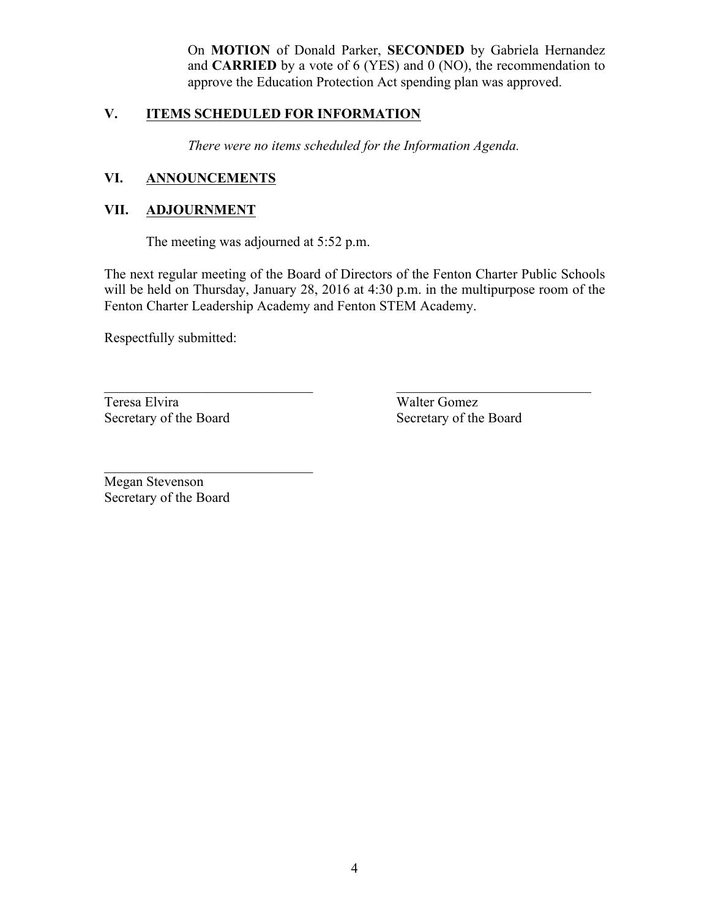On **MOTION** of Donald Parker, **SECONDED** by Gabriela Hernandez and **CARRIED** by a vote of 6 (YES) and 0 (NO), the recommendation to approve the Education Protection Act spending plan was approved.

## V. ITEMS SCHEDULED FOR INFORMATION

*There were no items scheduled for the Information Agenda.*

## VI. ANNOUNCEMENTS

## VII. ADJOURNMENT

The meeting was adjourned at 5:52 p.m.

The next regular meeting of the Board of Directors of the Fenton Charter Public Schools will be held on Thursday, January 28, 2016 at 4:30 p.m. in the multipurpose room of the Fenton Charter Leadership Academy and Fenton STEM Academy.

Respectfully submitted:

\_\_\_\_\_\_\_\_\_\_\_\_\_\_\_\_\_\_\_\_\_\_\_\_\_\_\_\_\_\_
Teresa Elvira
Secretary of the Board

\_\_\_\_\_\_\_\_\_\_\_\_\_\_\_\_\_\_\_\_\_\_\_\_\_\_\_\_\_\_
Walter Gomez
Secretary of the Board

\_\_\_\_\_\_\_\_\_\_\_\_\_\_\_\_\_\_\_\_\_\_\_\_\_\_\_\_\_\_
Megan Stevenson
Secretary of the Board